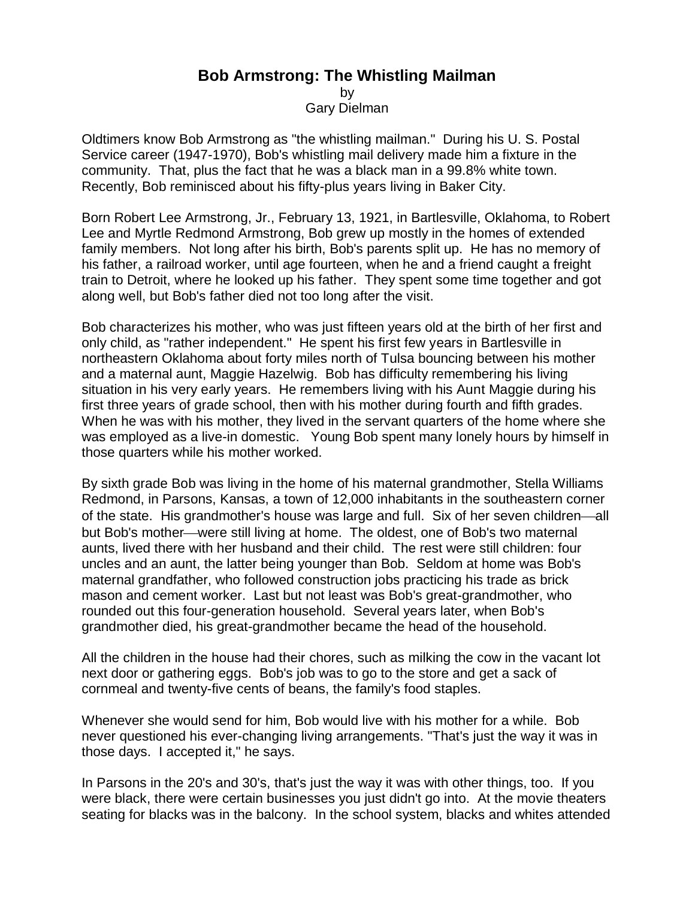# Bob Armstrong: The Whistling Mailman

by
Gary Dielman

Oldtimers know Bob Armstrong as "the whistling mailman." During his U. S. Postal Service career (1947-1970), Bob's whistling mail delivery made him a fixture in the community. That, plus the fact that he was a black man in a 99.8% white town. Recently, Bob reminisced about his fifty-plus years living in Baker City.

Born Robert Lee Armstrong, Jr., February 13, 1921, in Bartlesville, Oklahoma, to Robert Lee and Myrtle Redmond Armstrong, Bob grew up mostly in the homes of extended family members. Not long after his birth, Bob's parents split up. He has no memory of his father, a railroad worker, until age fourteen, when he and a friend caught a freight train to Detroit, where he looked up his father. They spent some time together and got along well, but Bob's father died not too long after the visit.

Bob characterizes his mother, who was just fifteen years old at the birth of her first and only child, as "rather independent." He spent his first few years in Bartlesville in northeastern Oklahoma about forty miles north of Tulsa bouncing between his mother and a maternal aunt, Maggie Hazelwig. Bob has difficulty remembering his living situation in his very early years. He remembers living with his Aunt Maggie during his first three years of grade school, then with his mother during fourth and fifth grades. When he was with his mother, they lived in the servant quarters of the home where she was employed as a live-in domestic. Young Bob spent many lonely hours by himself in those quarters while his mother worked.

By sixth grade Bob was living in the home of his maternal grandmother, Stella Williams Redmond, in Parsons, Kansas, a town of 12,000 inhabitants in the southeastern corner of the state. His grandmother's house was large and full. Six of her seven children—all but Bob's mother—were still living at home. The oldest, one of Bob's two maternal aunts, lived there with her husband and their child. The rest were still children: four uncles and an aunt, the latter being younger than Bob. Seldom at home was Bob's maternal grandfather, who followed construction jobs practicing his trade as brick mason and cement worker. Last but not least was Bob's great-grandmother, who rounded out this four-generation household. Several years later, when Bob's grandmother died, his great-grandmother became the head of the household.

All the children in the house had their chores, such as milking the cow in the vacant lot next door or gathering eggs. Bob's job was to go to the store and get a sack of cornmeal and twenty-five cents of beans, the family's food staples.

Whenever she would send for him, Bob would live with his mother for a while. Bob never questioned his ever-changing living arrangements. "That's just the way it was in those days. I accepted it," he says.

In Parsons in the 20's and 30's, that's just the way it was with other things, too. If you were black, there were certain businesses you just didn't go into. At the movie theaters seating for blacks was in the balcony. In the school system, blacks and whites attended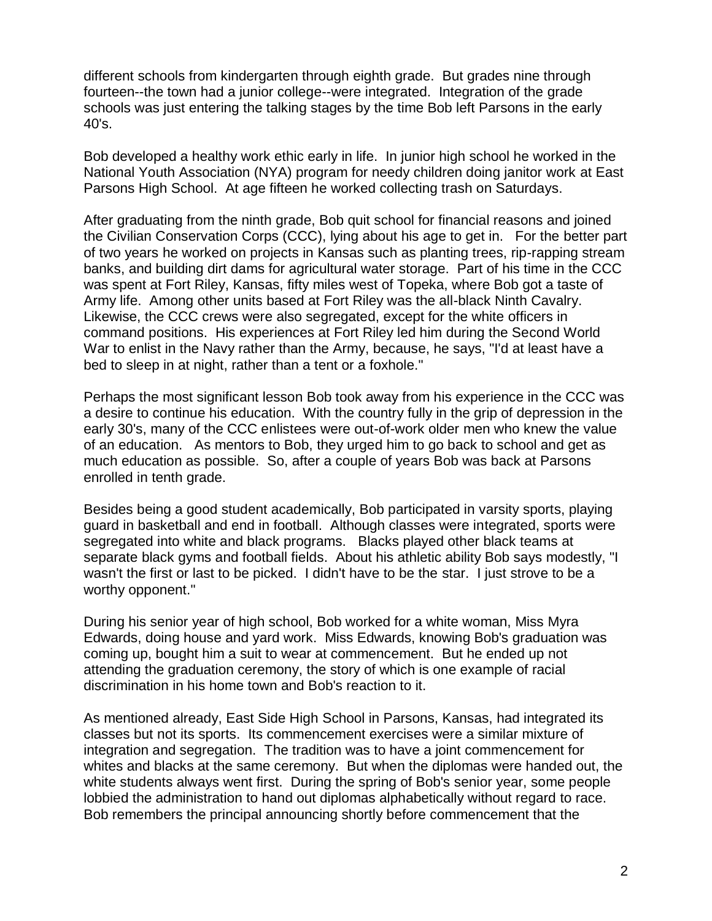different schools from kindergarten through eighth grade. But grades nine through fourteen--the town had a junior college--were integrated. Integration of the grade schools was just entering the talking stages by the time Bob left Parsons in the early 40's.

Bob developed a healthy work ethic early in life. In junior high school he worked in the National Youth Association (NYA) program for needy children doing janitor work at East Parsons High School. At age fifteen he worked collecting trash on Saturdays.

After graduating from the ninth grade, Bob quit school for financial reasons and joined the Civilian Conservation Corps (CCC), lying about his age to get in. For the better part of two years he worked on projects in Kansas such as planting trees, rip-rapping stream banks, and building dirt dams for agricultural water storage. Part of his time in the CCC was spent at Fort Riley, Kansas, fifty miles west of Topeka, where Bob got a taste of Army life. Among other units based at Fort Riley was the all-black Ninth Cavalry. Likewise, the CCC crews were also segregated, except for the white officers in command positions. His experiences at Fort Riley led him during the Second World War to enlist in the Navy rather than the Army, because, he says, "I'd at least have a bed to sleep in at night, rather than a tent or a foxhole."

Perhaps the most significant lesson Bob took away from his experience in the CCC was a desire to continue his education. With the country fully in the grip of depression in the early 30's, many of the CCC enlistees were out-of-work older men who knew the value of an education. As mentors to Bob, they urged him to go back to school and get as much education as possible. So, after a couple of years Bob was back at Parsons enrolled in tenth grade.

Besides being a good student academically, Bob participated in varsity sports, playing guard in basketball and end in football. Although classes were integrated, sports were segregated into white and black programs. Blacks played other black teams at separate black gyms and football fields. About his athletic ability Bob says modestly, "I wasn't the first or last to be picked. I didn't have to be the star. I just strove to be a worthy opponent."

During his senior year of high school, Bob worked for a white woman, Miss Myra Edwards, doing house and yard work. Miss Edwards, knowing Bob's graduation was coming up, bought him a suit to wear at commencement. But he ended up not attending the graduation ceremony, the story of which is one example of racial discrimination in his home town and Bob's reaction to it.

As mentioned already, East Side High School in Parsons, Kansas, had integrated its classes but not its sports. Its commencement exercises were a similar mixture of integration and segregation. The tradition was to have a joint commencement for whites and blacks at the same ceremony. But when the diplomas were handed out, the white students always went first. During the spring of Bob's senior year, some people lobbied the administration to hand out diplomas alphabetically without regard to race. Bob remembers the principal announcing shortly before commencement that the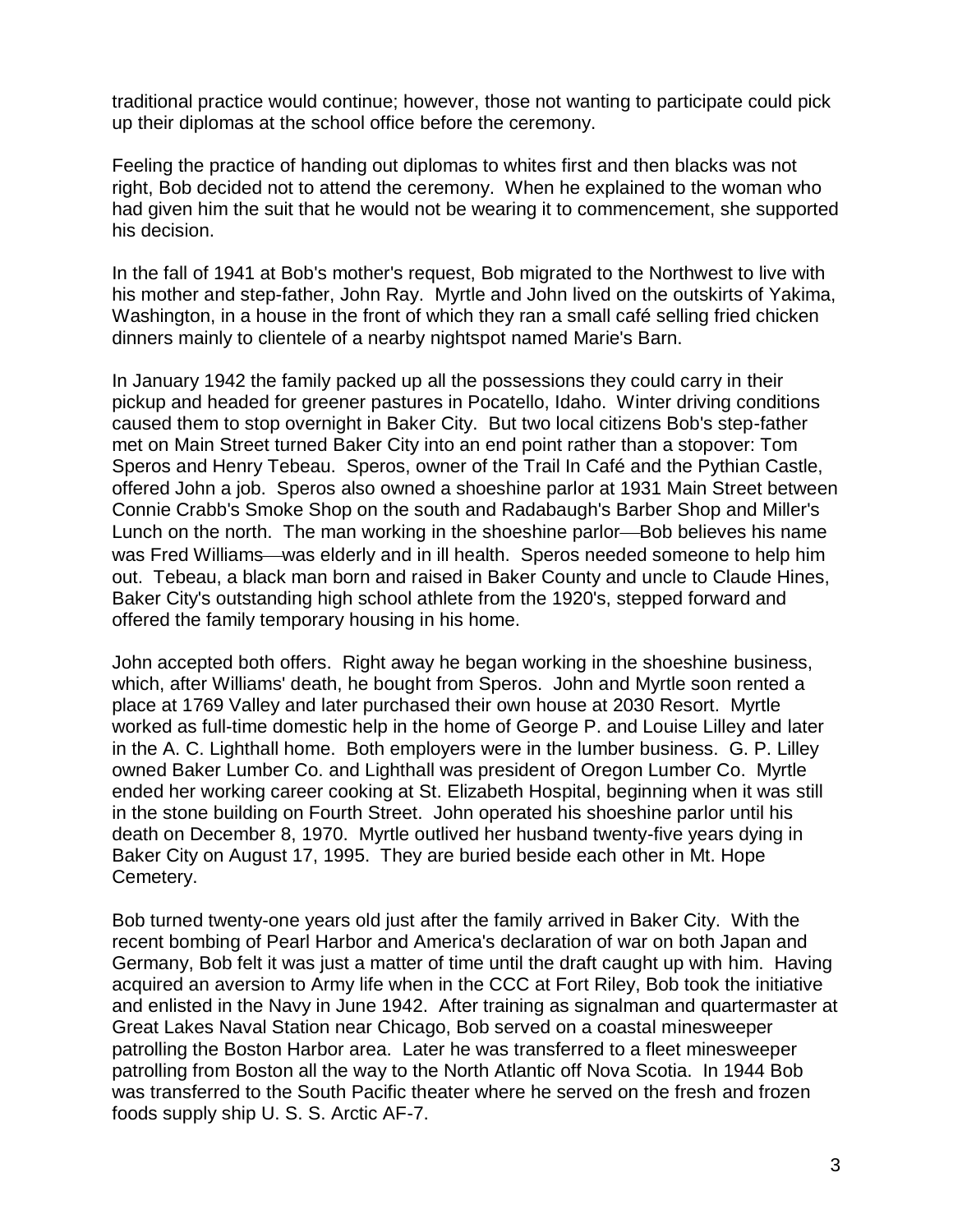traditional practice would continue; however, those not wanting to participate could pick up their diplomas at the school office before the ceremony.

Feeling the practice of handing out diplomas to whites first and then blacks was not right, Bob decided not to attend the ceremony. When he explained to the woman who had given him the suit that he would not be wearing it to commencement, she supported his decision.

In the fall of 1941 at Bob's mother's request, Bob migrated to the Northwest to live with his mother and step-father, John Ray. Myrtle and John lived on the outskirts of Yakima, Washington, in a house in the front of which they ran a small café selling fried chicken dinners mainly to clientele of a nearby nightspot named Marie's Barn.

In January 1942 the family packed up all the possessions they could carry in their pickup and headed for greener pastures in Pocatello, Idaho. Winter driving conditions caused them to stop overnight in Baker City. But two local citizens Bob's step-father met on Main Street turned Baker City into an end point rather than a stopover: Tom Speros and Henry Tebeau. Speros, owner of the Trail In Café and the Pythian Castle, offered John a job. Speros also owned a shoeshine parlor at 1931 Main Street between Connie Crabb's Smoke Shop on the south and Radabaugh's Barber Shop and Miller's Lunch on the north. The man working in the shoeshine parlor—Bob believes his name was Fred Williams—was elderly and in ill health. Speros needed someone to help him out. Tebeau, a black man born and raised in Baker County and uncle to Claude Hines, Baker City's outstanding high school athlete from the 1920's, stepped forward and offered the family temporary housing in his home.

John accepted both offers. Right away he began working in the shoeshine business, which, after Williams' death, he bought from Speros. John and Myrtle soon rented a place at 1769 Valley and later purchased their own house at 2030 Resort. Myrtle worked as full-time domestic help in the home of George P. and Louise Lilley and later in the A. C. Lighthall home. Both employers were in the lumber business. G. P. Lilley owned Baker Lumber Co. and Lighthall was president of Oregon Lumber Co. Myrtle ended her working career cooking at St. Elizabeth Hospital, beginning when it was still in the stone building on Fourth Street. John operated his shoeshine parlor until his death on December 8, 1970. Myrtle outlived her husband twenty-five years dying in Baker City on August 17, 1995. They are buried beside each other in Mt. Hope Cemetery.

Bob turned twenty-one years old just after the family arrived in Baker City. With the recent bombing of Pearl Harbor and America's declaration of war on both Japan and Germany, Bob felt it was just a matter of time until the draft caught up with him. Having acquired an aversion to Army life when in the CCC at Fort Riley, Bob took the initiative and enlisted in the Navy in June 1942. After training as signalman and quartermaster at Great Lakes Naval Station near Chicago, Bob served on a coastal minesweeper patrolling the Boston Harbor area. Later he was transferred to a fleet minesweeper patrolling from Boston all the way to the North Atlantic off Nova Scotia. In 1944 Bob was transferred to the South Pacific theater where he served on the fresh and frozen foods supply ship U. S. S. Arctic AF-7.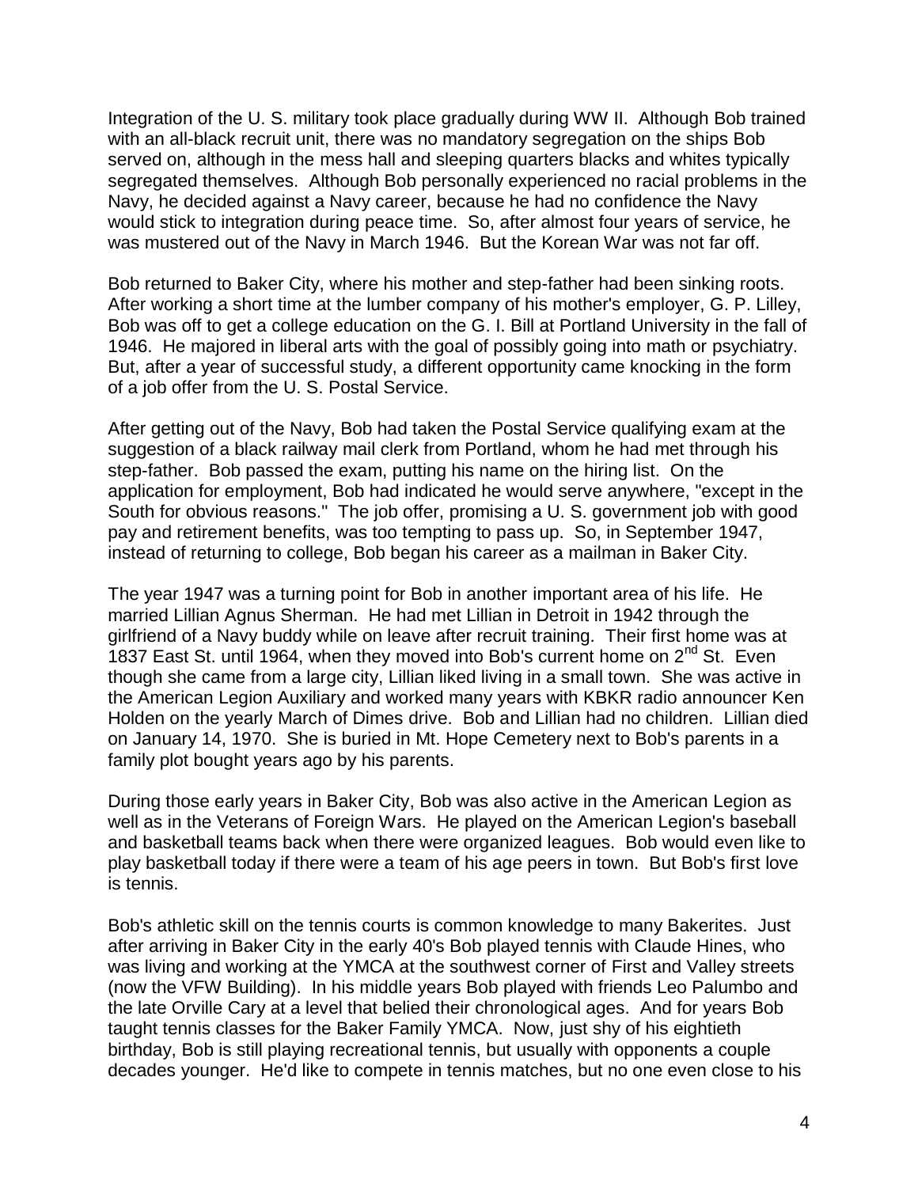Integration of the U. S. military took place gradually during WW II. Although Bob trained with an all-black recruit unit, there was no mandatory segregation on the ships Bob served on, although in the mess hall and sleeping quarters blacks and whites typically segregated themselves. Although Bob personally experienced no racial problems in the Navy, he decided against a Navy career, because he had no confidence the Navy would stick to integration during peace time. So, after almost four years of service, he was mustered out of the Navy in March 1946. But the Korean War was not far off.

Bob returned to Baker City, where his mother and step-father had been sinking roots. After working a short time at the lumber company of his mother's employer, G. P. Lilley, Bob was off to get a college education on the G. I. Bill at Portland University in the fall of 1946. He majored in liberal arts with the goal of possibly going into math or psychiatry. But, after a year of successful study, a different opportunity came knocking in the form of a job offer from the U. S. Postal Service.

After getting out of the Navy, Bob had taken the Postal Service qualifying exam at the suggestion of a black railway mail clerk from Portland, whom he had met through his step-father. Bob passed the exam, putting his name on the hiring list. On the application for employment, Bob had indicated he would serve anywhere, "except in the South for obvious reasons." The job offer, promising a U. S. government job with good pay and retirement benefits, was too tempting to pass up. So, in September 1947, instead of returning to college, Bob began his career as a mailman in Baker City.

The year 1947 was a turning point for Bob in another important area of his life. He married Lillian Agnus Sherman. He had met Lillian in Detroit in 1942 through the girlfriend of a Navy buddy while on leave after recruit training. Their first home was at 1837 East St. until 1964, when they moved into Bob's current home on 2nd St. Even though she came from a large city, Lillian liked living in a small town. She was active in the American Legion Auxiliary and worked many years with KBKR radio announcer Ken Holden on the yearly March of Dimes drive. Bob and Lillian had no children. Lillian died on January 14, 1970. She is buried in Mt. Hope Cemetery next to Bob's parents in a family plot bought years ago by his parents.

During those early years in Baker City, Bob was also active in the American Legion as well as in the Veterans of Foreign Wars. He played on the American Legion's baseball and basketball teams back when there were organized leagues. Bob would even like to play basketball today if there were a team of his age peers in town. But Bob's first love is tennis.

Bob's athletic skill on the tennis courts is common knowledge to many Bakerites. Just after arriving in Baker City in the early 40's Bob played tennis with Claude Hines, who was living and working at the YMCA at the southwest corner of First and Valley streets (now the VFW Building). In his middle years Bob played with friends Leo Palumbo and the late Orville Cary at a level that belied their chronological ages. And for years Bob taught tennis classes for the Baker Family YMCA. Now, just shy of his eightieth birthday, Bob is still playing recreational tennis, but usually with opponents a couple decades younger. He'd like to compete in tennis matches, but no one even close to his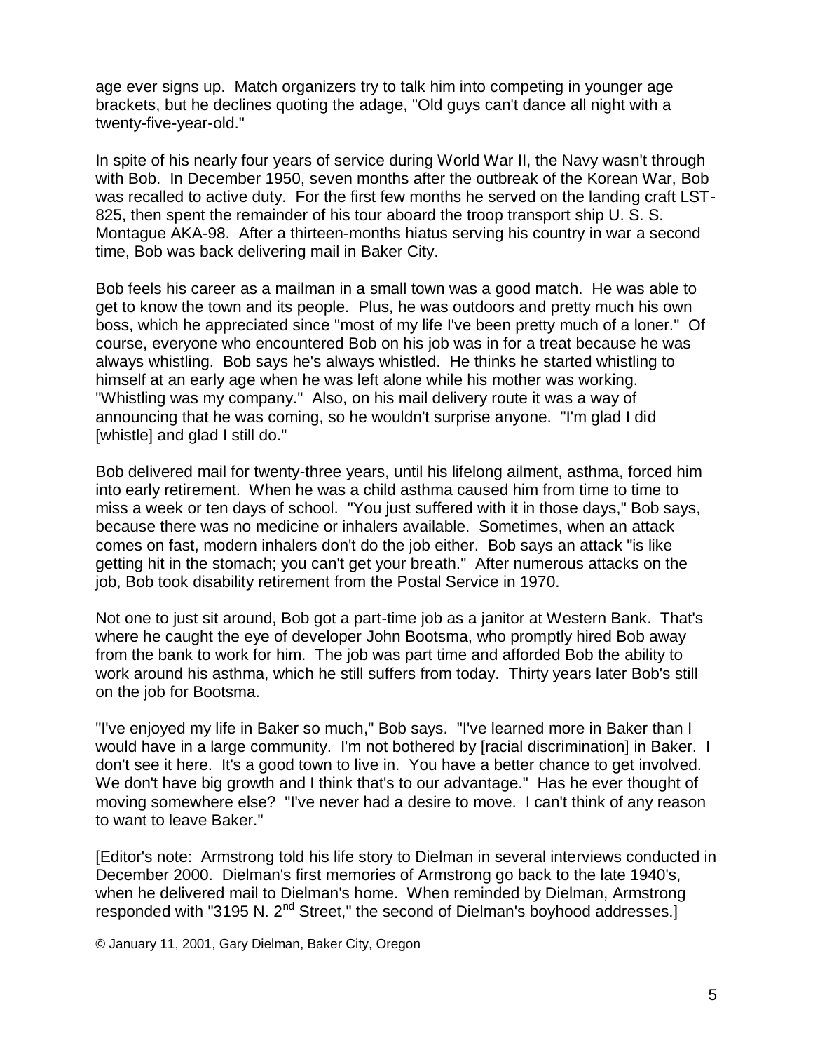age ever signs up. Match organizers try to talk him into competing in younger age brackets, but he declines quoting the adage, "Old guys can't dance all night with a twenty-five-year-old."

In spite of his nearly four years of service during World War II, the Navy wasn't through with Bob. In December 1950, seven months after the outbreak of the Korean War, Bob was recalled to active duty. For the first few months he served on the landing craft LST-825, then spent the remainder of his tour aboard the troop transport ship U. S. S. Montague AKA-98. After a thirteen-months hiatus serving his country in war a second time, Bob was back delivering mail in Baker City.

Bob feels his career as a mailman in a small town was a good match. He was able to get to know the town and its people. Plus, he was outdoors and pretty much his own boss, which he appreciated since "most of my life I've been pretty much of a loner." Of course, everyone who encountered Bob on his job was in for a treat because he was always whistling. Bob says he's always whistled. He thinks he started whistling to himself at an early age when he was left alone while his mother was working. "Whistling was my company." Also, on his mail delivery route it was a way of announcing that he was coming, so he wouldn't surprise anyone. "I'm glad I did [whistle] and glad I still do."

Bob delivered mail for twenty-three years, until his lifelong ailment, asthma, forced him into early retirement. When he was a child asthma caused him from time to time to miss a week or ten days of school. "You just suffered with it in those days," Bob says, because there was no medicine or inhalers available. Sometimes, when an attack comes on fast, modern inhalers don't do the job either. Bob says an attack "is like getting hit in the stomach; you can't get your breath." After numerous attacks on the job, Bob took disability retirement from the Postal Service in 1970.

Not one to just sit around, Bob got a part-time job as a janitor at Western Bank. That's where he caught the eye of developer John Bootsma, who promptly hired Bob away from the bank to work for him. The job was part time and afforded Bob the ability to work around his asthma, which he still suffers from today. Thirty years later Bob's still on the job for Bootsma.

"I've enjoyed my life in Baker so much," Bob says. "I've learned more in Baker than I would have in a large community. I'm not bothered by [racial discrimination] in Baker. I don't see it here. It's a good town to live in. You have a better chance to get involved. We don't have big growth and I think that's to our advantage." Has he ever thought of moving somewhere else? "I've never had a desire to move. I can't think of any reason to want to leave Baker."

[Editor's note: Armstrong told his life story to Dielman in several interviews conducted in December 2000. Dielman's first memories of Armstrong go back to the late 1940's, when he delivered mail to Dielman's home. When reminded by Dielman, Armstrong responded with "3195 N. 2nd Street," the second of Dielman's boyhood addresses.]

© January 11, 2001, Gary Dielman, Baker City, Oregon